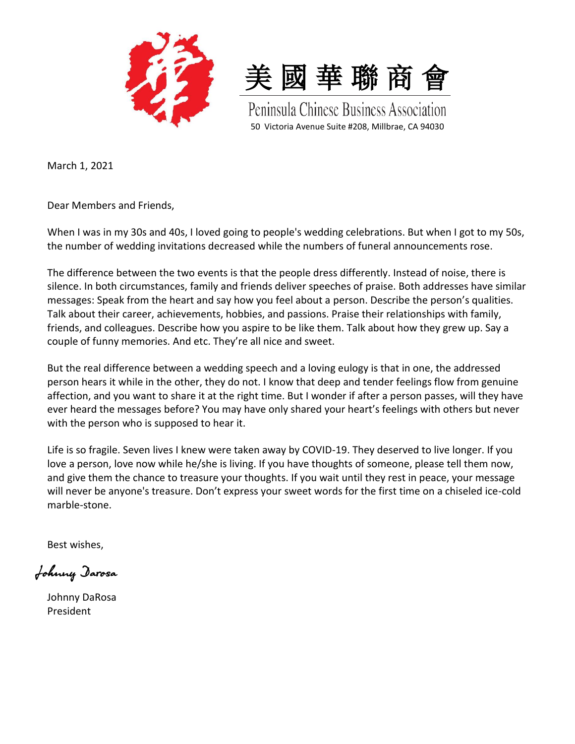美國華聯商會

Peninsula Chinese Business Association

50 Victoria Avenue Suite #208, Millbrae, CA 94030

March 1, 2021

Dear Members and Friends,

When I was in my 30s and 40s, I loved going to people's wedding celebrations. But when I got to my 50s, the number of wedding invitations decreased while the numbers of funeral announcements rose.

The difference between the two events is that the people dress differently. Instead of noise, there is silence. In both circumstances, family and friends deliver speeches of praise. Both addresses have similar messages: Speak from the heart and say how you feel about a person. Describe the person's qualities. Talk about their career, achievements, hobbies, and passions. Praise their relationships with family, friends, and colleagues. Describe how you aspire to be like them. Talk about how they grew up. Say a couple of funny memories. And etc. They're all nice and sweet.

But the real difference between a wedding speech and a loving eulogy is that in one, the addressed person hears it while in the other, they do not. I know that deep and tender feelings flow from genuine affection, and you want to share it at the right time. But I wonder if after a person passes, will they have ever heard the messages before? You may have only shared your heart's feelings with others but never with the person who is supposed to hear it.

Life is so fragile. Seven lives I knew were taken away by COVID-19. They deserved to live longer. If you love a person, love now while he/she is living. If you have thoughts of someone, please tell them now, and give them the chance to treasure your thoughts. If you wait until they rest in peace, your message will never be anyone's treasure. Don't express your sweet words for the first time on a chiseled ice-cold marble-stone.

Best wishes,

*Johnny Darosa*

Johnny DaRosa
President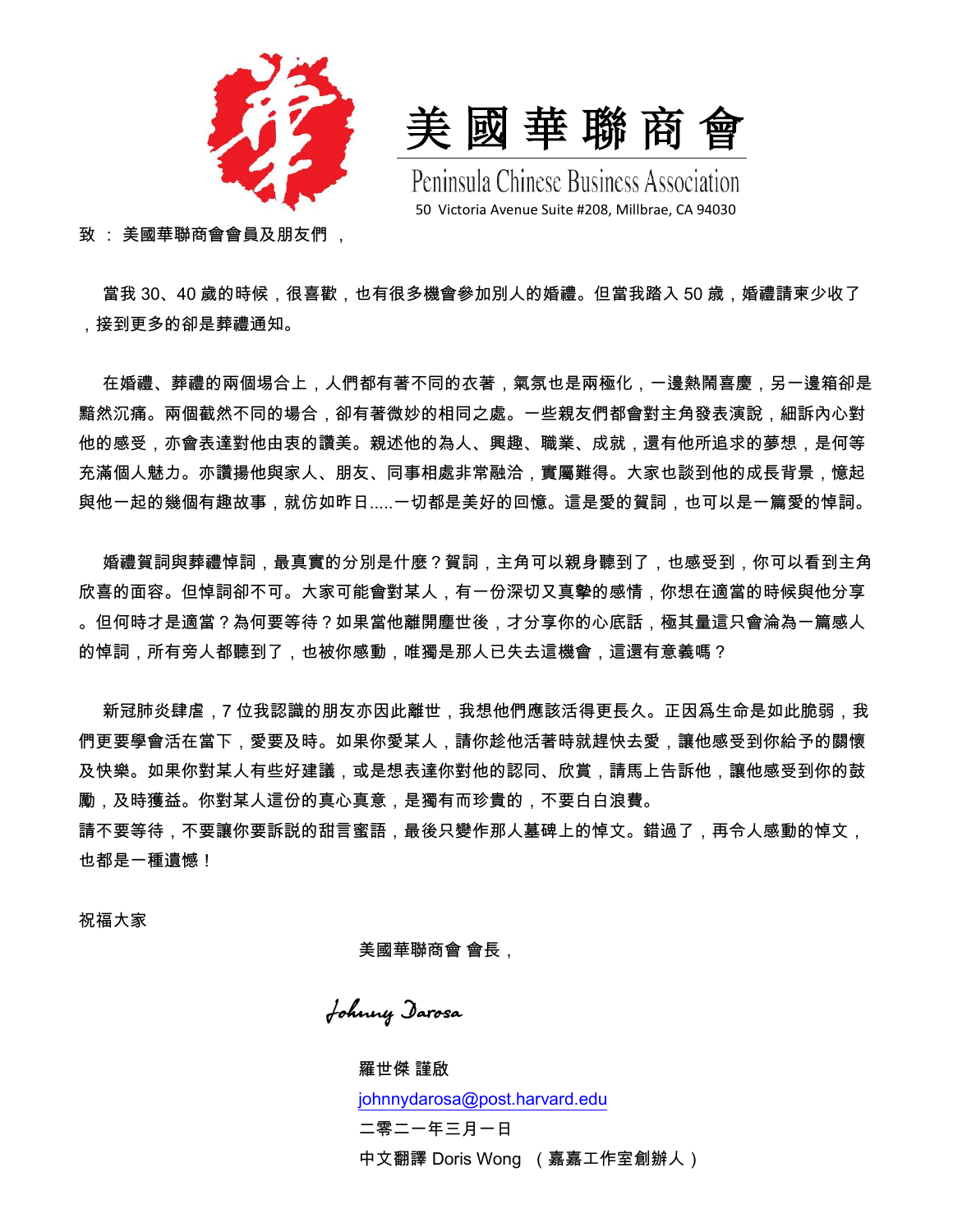# 美國華聯商會

Peninsula Chinese Business Association

50 Victoria Avenue Suite #208, Millbrae, CA 94030

致 ： 美國華聯商會會員及朋友們 ，

當我 30、40 歲的時候，很喜歡，也有很多機會參加別人的婚禮。但當我踏入 50 歲，婚禮請柬少收了，接到更多的卻是葬禮通知。

在婚禮、葬禮的兩個場合上，人們都有著不同的衣著，氣氛也是兩極化，一邊熱鬧喜慶，另一邊箱卻是黯然沉痛。兩個截然不同的場合，卻有著微妙的相同之處。一些親友們都會對主角發表演說，細訴內心對他的感受，亦會表達對他由衷的讚美。親述他的為人、興趣、職業、成就，還有他所追求的夢想，是何等充滿個人魅力。亦讚揚他與家人、朋友、同事相處非常融洽，實屬難得。大家也談到他的成長背景，憶起與他一起的幾個有趣故事，就仿如昨日.....一切都是美好的回憶。這是愛的賀詞，也可以是一篇愛的悼詞。

婚禮賀詞與葬禮悼詞，最真實的分別是什麼？賀詞，主角可以親身聽到了，也感受到，你可以看到主角欣喜的面容。但悼詞卻不可。大家可能會對某人，有一份深切又真摯的感情，你想在適當的時候與他分享。但何時才是適當？為何要等待？如果當他離開塵世後，才分享你的心底話，極其量這只會淪為一篇感人的悼詞，所有旁人都聽到了，也被你感動，唯獨是那人已失去這機會，這還有意義嗎？

新冠肺炎肆虐，7 位我認識的朋友亦因此離世，我想他們應該活得更長久。正因爲生命是如此脆弱，我們更要學會活在當下，愛要及時。如果你愛某人，請你趁他活著時就趕快去愛，讓他感受到你給予的關懷及快樂。如果你對某人有些好建議，或是想表達你對他的認同、欣賞，請馬上告訴他，讓他感受到你的鼓勵，及時獲益。你對某人這份的真心真意，是獨有而珍貴的，不要白白浪費。
請不要等待，不要讓你要訴説的甜言蜜語，最後只變作那人墓碑上的悼文。錯過了，再令人感動的悼文，也都是一種遺憾！

祝福大家

美國華聯商會 會長，

*Johnny Darosa*

羅世傑 謹啟

johnnydarosa@post.harvard.edu

二零二一年三月一日

中文翻譯 Doris Wong （嘉嘉工作室創辦人）